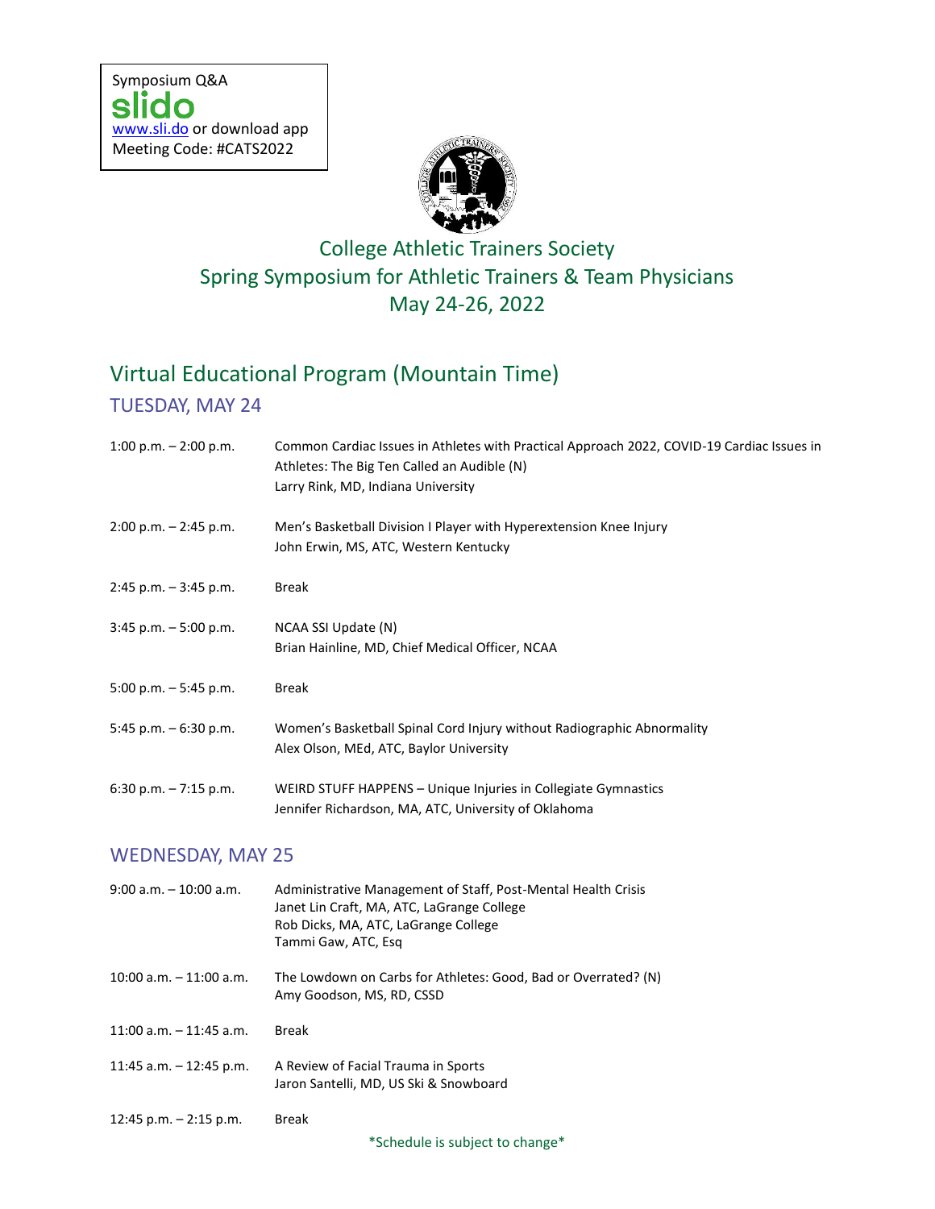Symposium Q&A
slido
www.sli.do or download app
Meeting Code: #CATS2022

# College Athletic Trainers Society
# Spring Symposium for Athletic Trainers & Team Physicians
# May 24-26, 2022

## Virtual Educational Program (Mountain Time)

### TUESDAY, MAY 24

| | |
|---|---|
| 1:00 p.m. – 2:00 p.m. | Common Cardiac Issues in Athletes with Practical Approach 2022, COVID-19 Cardiac Issues in Athletes: The Big Ten Called an Audible (N)<br>Larry Rink, MD, Indiana University |
| 2:00 p.m. – 2:45 p.m. | Men's Basketball Division I Player with Hyperextension Knee Injury<br>John Erwin, MS, ATC, Western Kentucky |
| 2:45 p.m. – 3:45 p.m. | Break |
| 3:45 p.m. – 5:00 p.m. | NCAA SSI Update (N)<br>Brian Hainline, MD, Chief Medical Officer, NCAA |
| 5:00 p.m. – 5:45 p.m. | Break |
| 5:45 p.m. – 6:30 p.m. | Women's Basketball Spinal Cord Injury without Radiographic Abnormality<br>Alex Olson, MEd, ATC, Baylor University |
| 6:30 p.m. – 7:15 p.m. | WEIRD STUFF HAPPENS – Unique Injuries in Collegiate Gymnastics<br>Jennifer Richardson, MA, ATC, University of Oklahoma |

### WEDNESDAY, MAY 25

| | |
|---|---|
| 9:00 a.m. – 10:00 a.m. | Administrative Management of Staff, Post-Mental Health Crisis<br>Janet Lin Craft, MA, ATC, LaGrange College<br>Rob Dicks, MA, ATC, LaGrange College<br>Tammi Gaw, ATC, Esq |
| 10:00 a.m. – 11:00 a.m. | The Lowdown on Carbs for Athletes: Good, Bad or Overrated? (N)<br>Amy Goodson, MS, RD, CSSD |
| 11:00 a.m. – 11:45 a.m. | Break |
| 11:45 a.m. – 12:45 p.m. | A Review of Facial Trauma in Sports<br>Jaron Santelli, MD, US Ski & Snowboard |
| 12:45 p.m. – 2:15 p.m. | Break |

*Schedule is subject to change*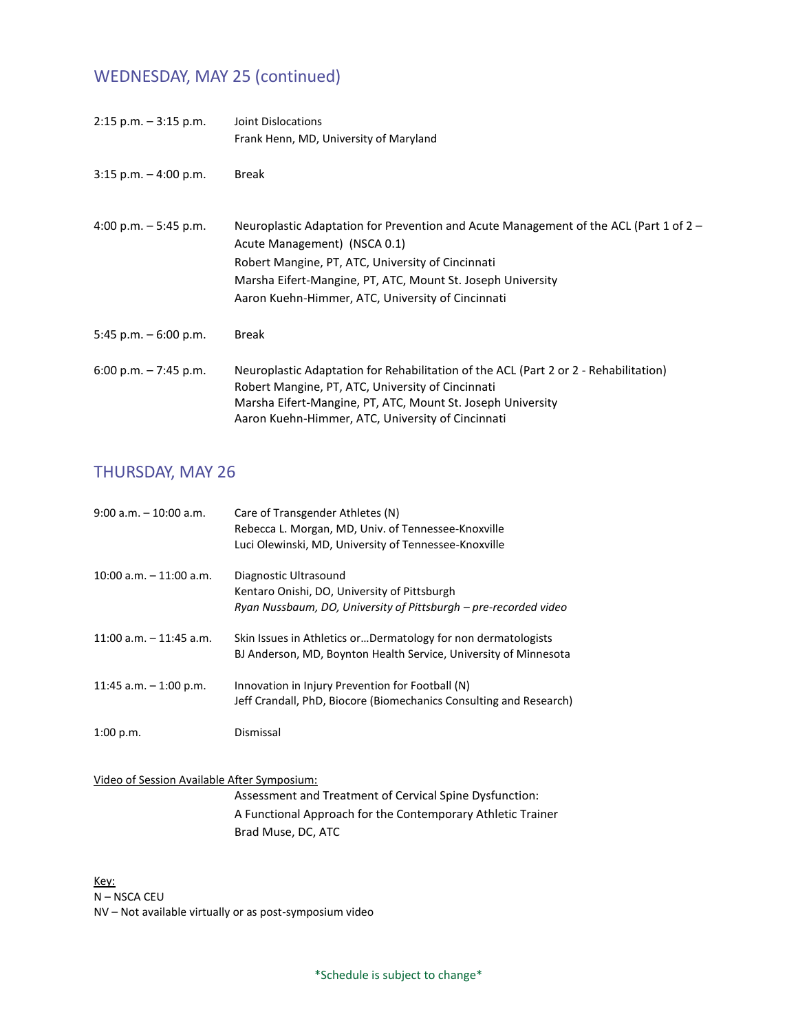## WEDNESDAY, MAY 25 (continued)

| | |
|---|---|
| 2:15 p.m. – 3:15 p.m. | Joint Dislocations<br>Frank Henn, MD, University of Maryland |
| 3:15 p.m. – 4:00 p.m. | Break |
| 4:00 p.m. – 5:45 p.m. | Neuroplastic Adaptation for Prevention and Acute Management of the ACL (Part 1 of 2 – Acute Management) (NSCA 0.1)<br>Robert Mangine, PT, ATC, University of Cincinnati<br>Marsha Eifert-Mangine, PT, ATC, Mount St. Joseph University<br>Aaron Kuehn-Himmer, ATC, University of Cincinnati |
| 5:45 p.m. – 6:00 p.m. | Break |
| 6:00 p.m. – 7:45 p.m. | Neuroplastic Adaptation for Rehabilitation of the ACL (Part 2 or 2 - Rehabilitation)<br>Robert Mangine, PT, ATC, University of Cincinnati<br>Marsha Eifert-Mangine, PT, ATC, Mount St. Joseph University<br>Aaron Kuehn-Himmer, ATC, University of Cincinnati |

## THURSDAY, MAY 26

| | |
|---|---|
| 9:00 a.m. – 10:00 a.m. | Care of Transgender Athletes (N)<br>Rebecca L. Morgan, MD, Univ. of Tennessee-Knoxville<br>Luci Olewinski, MD, University of Tennessee-Knoxville |
| 10:00 a.m. – 11:00 a.m. | Diagnostic Ultrasound<br>Kentaro Onishi, DO, University of Pittsburgh<br>*Ryan Nussbaum, DO, University of Pittsburgh – pre-recorded video* |
| 11:00 a.m. – 11:45 a.m. | Skin Issues in Athletics or…Dermatology for non dermatologists<br>BJ Anderson, MD, Boynton Health Service, University of Minnesota |
| 11:45 a.m. – 1:00 p.m. | Innovation in Injury Prevention for Football (N)<br>Jeff Crandall, PhD, Biocore (Biomechanics Consulting and Research) |
| 1:00 p.m. | Dismissal |

<u>Video of Session Available After Symposium:</u>

Assessment and Treatment of Cervical Spine Dysfunction:
A Functional Approach for the Contemporary Athletic Trainer
Brad Muse, DC, ATC

<u>Key:</u>
N – NSCA CEU
NV – Not available virtually or as post-symposium video

\*Schedule is subject to change\*